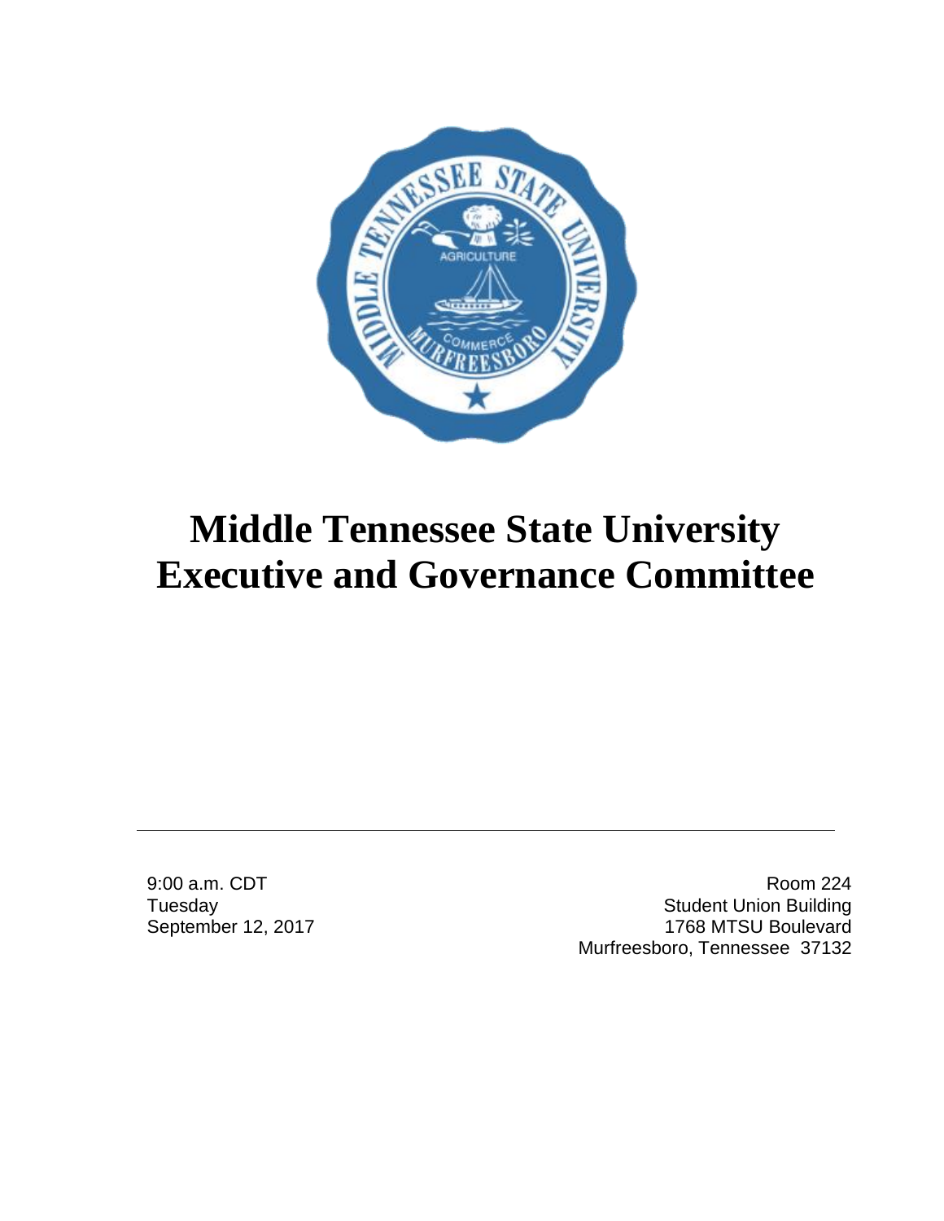# Middle Tennessee State University Executive and Governance Committee

9:00 a.m. CDT
Tuesday
September 12, 2017

Room 224
Student Union Building
1768 MTSU Boulevard
Murfreesboro, Tennessee 37132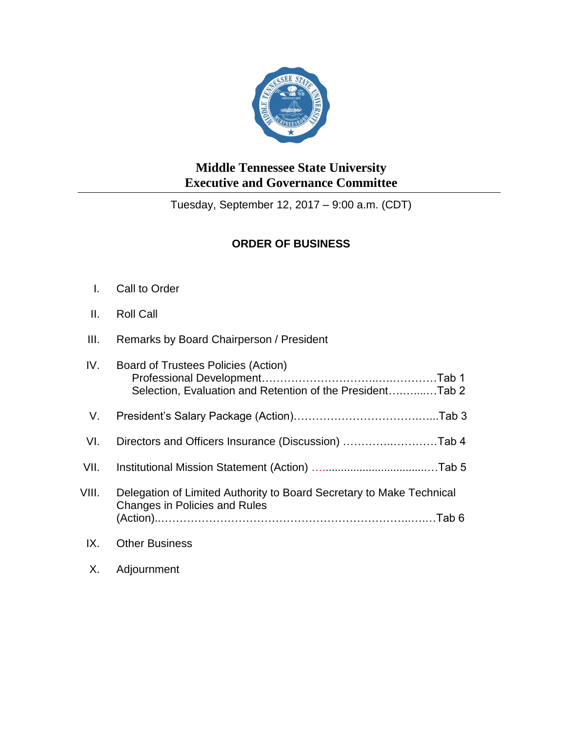# Middle Tennessee State University
# Executive and Governance Committee

Tuesday, September 12, 2017 – 9:00 a.m. (CDT)

## ORDER OF BUSINESS

I. Call to Order

II. Roll Call

III. Remarks by Board Chairperson / President

IV. Board of Trustees Policies (Action)
   - Professional Development……………………………..….…………Tab 1
   - Selection, Evaluation and Retention of the President………...…Tab 2

V. President's Salary Package (Action)…………………………….…...Tab 3

VI. Directors and Officers Insurance (Discussion) ………….…………Tab 4

VII. Institutional Mission Statement (Action) ….................................…Tab 5

VIII. Delegation of Limited Authority to Board Secretary to Make Technical Changes in Policies and Rules (Action)..………………………………………………………..…..…Tab 6

IX. Other Business

X. Adjournment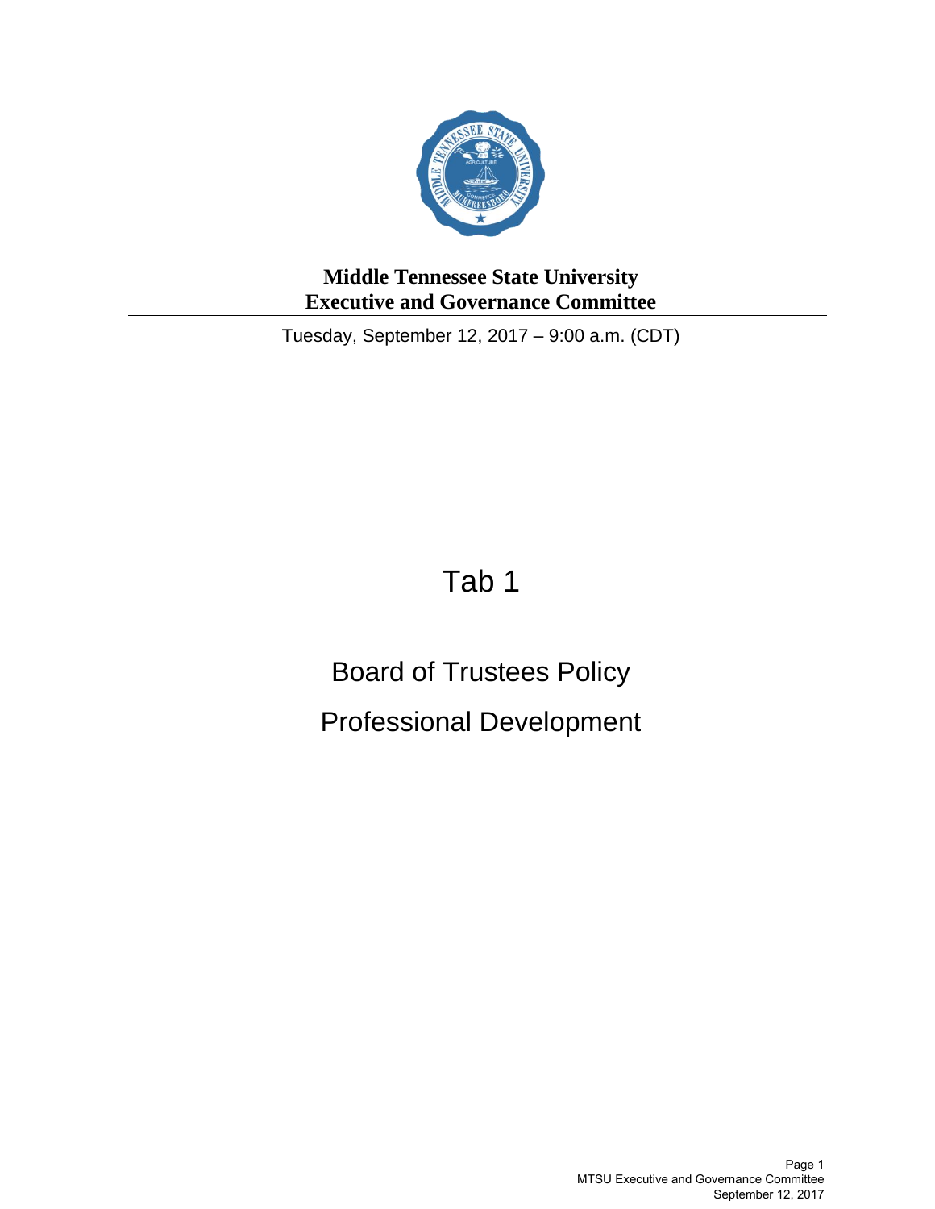**Middle Tennessee State University**
**Executive and Governance Committee**

Tuesday, September 12, 2017 – 9:00 a.m. (CDT)

# Tab 1

## Board of Trustees Policy

## Professional Development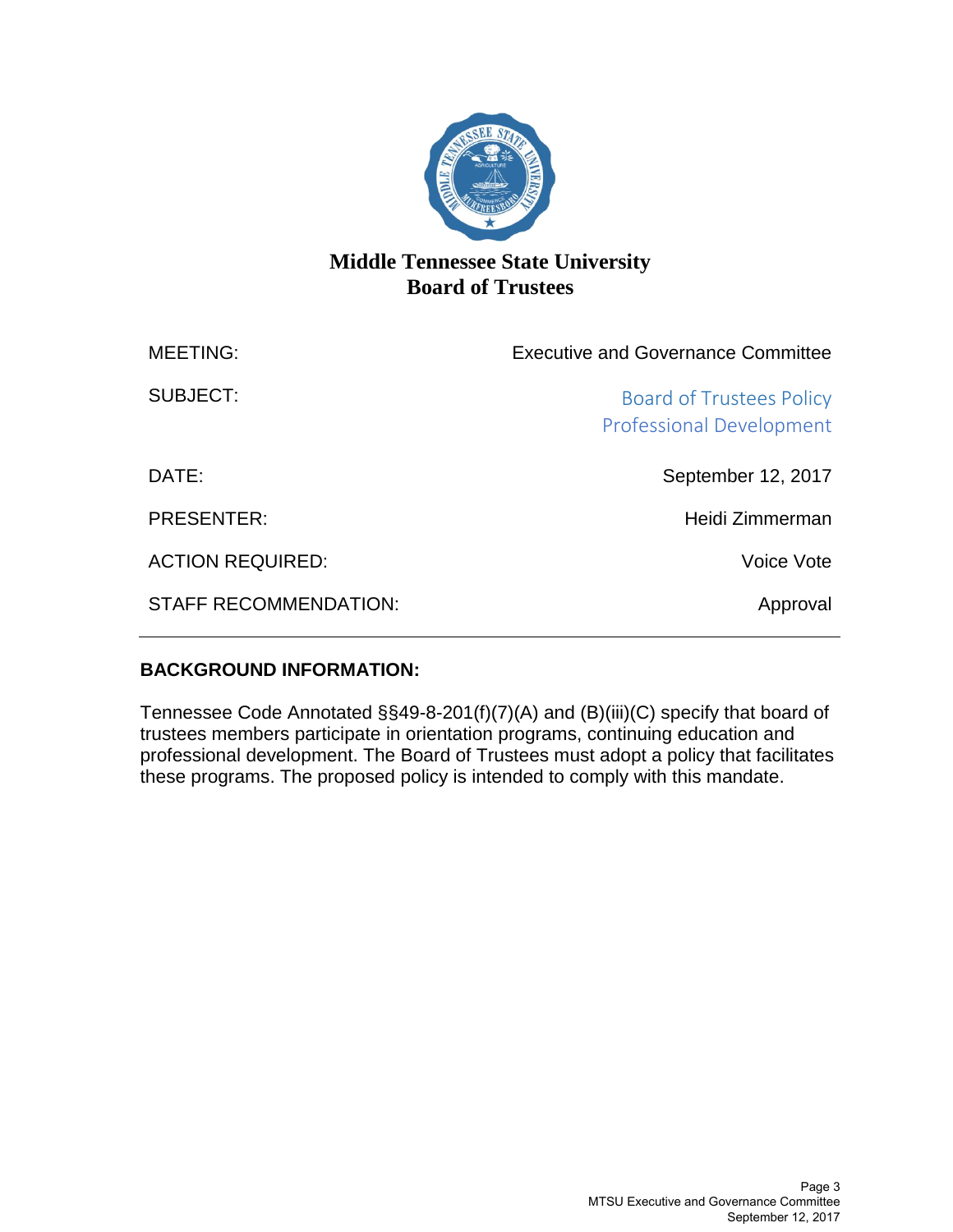# Middle Tennessee State University
## Board of Trustees

| | |
|---|---|
| MEETING: | Executive and Governance Committee |
| SUBJECT: | Board of Trustees Policy Professional Development |
| DATE: | September 12, 2017 |
| PRESENTER: | Heidi Zimmerman |
| ACTION REQUIRED: | Voice Vote |
| STAFF RECOMMENDATION: | Approval |

---

**BACKGROUND INFORMATION:**

Tennessee Code Annotated §§49-8-201(f)(7)(A) and (B)(iii)(C) specify that board of trustees members participate in orientation programs, continuing education and professional development. The Board of Trustees must adopt a policy that facilitates these programs. The proposed policy is intended to comply with this mandate.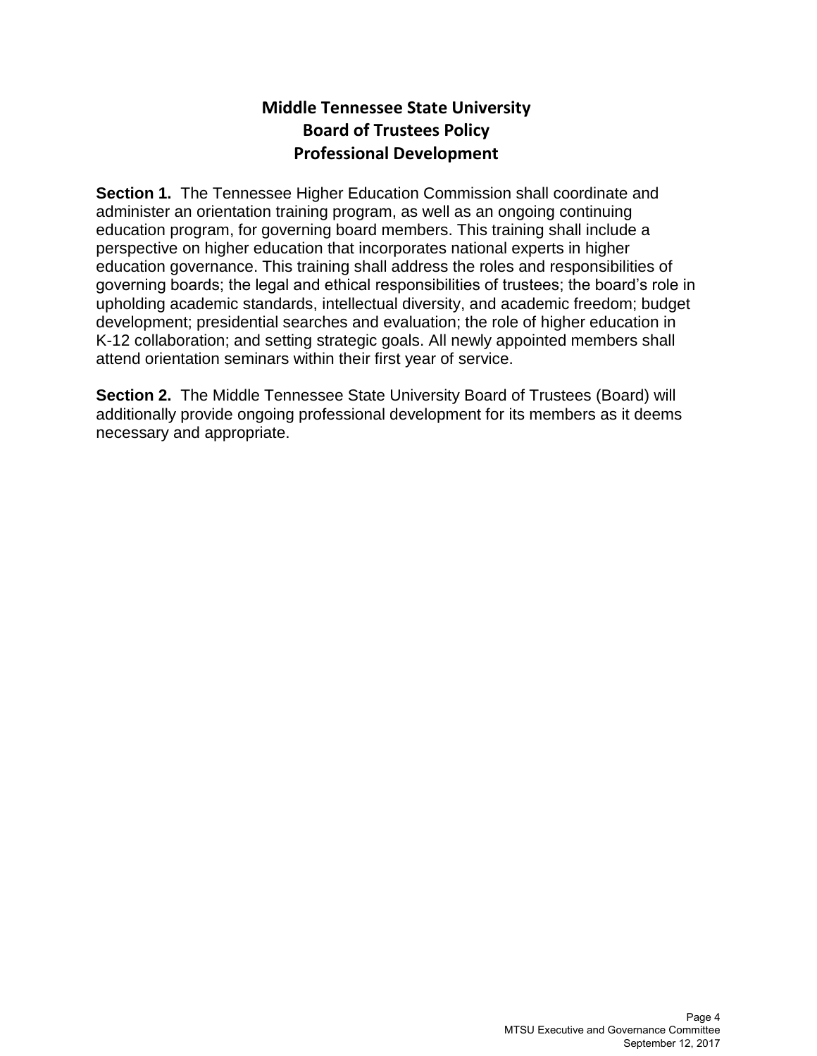# Middle Tennessee State University
## Board of Trustees Policy
## Professional Development

**Section 1.** The Tennessee Higher Education Commission shall coordinate and administer an orientation training program, as well as an ongoing continuing education program, for governing board members. This training shall include a perspective on higher education that incorporates national experts in higher education governance. This training shall address the roles and responsibilities of governing boards; the legal and ethical responsibilities of trustees; the board's role in upholding academic standards, intellectual diversity, and academic freedom; budget development; presidential searches and evaluation; the role of higher education in K-12 collaboration; and setting strategic goals. All newly appointed members shall attend orientation seminars within their first year of service.

**Section 2.** The Middle Tennessee State University Board of Trustees (Board) will additionally provide ongoing professional development for its members as it deems necessary and appropriate.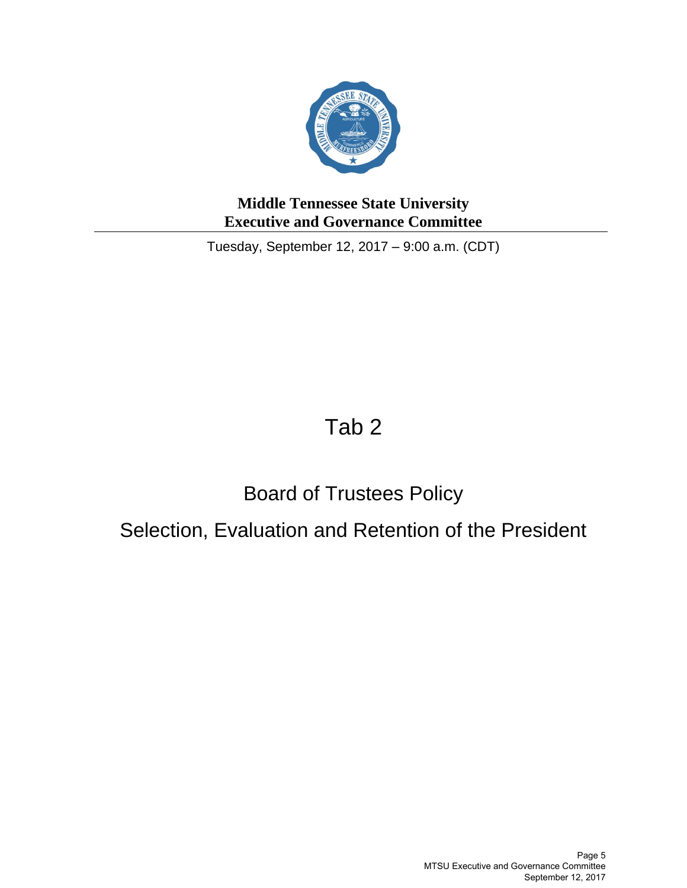**Middle Tennessee State University**
**Executive and Governance Committee**

Tuesday, September 12, 2017 – 9:00 a.m. (CDT)

# Tab 2

## Board of Trustees Policy

## Selection, Evaluation and Retention of the President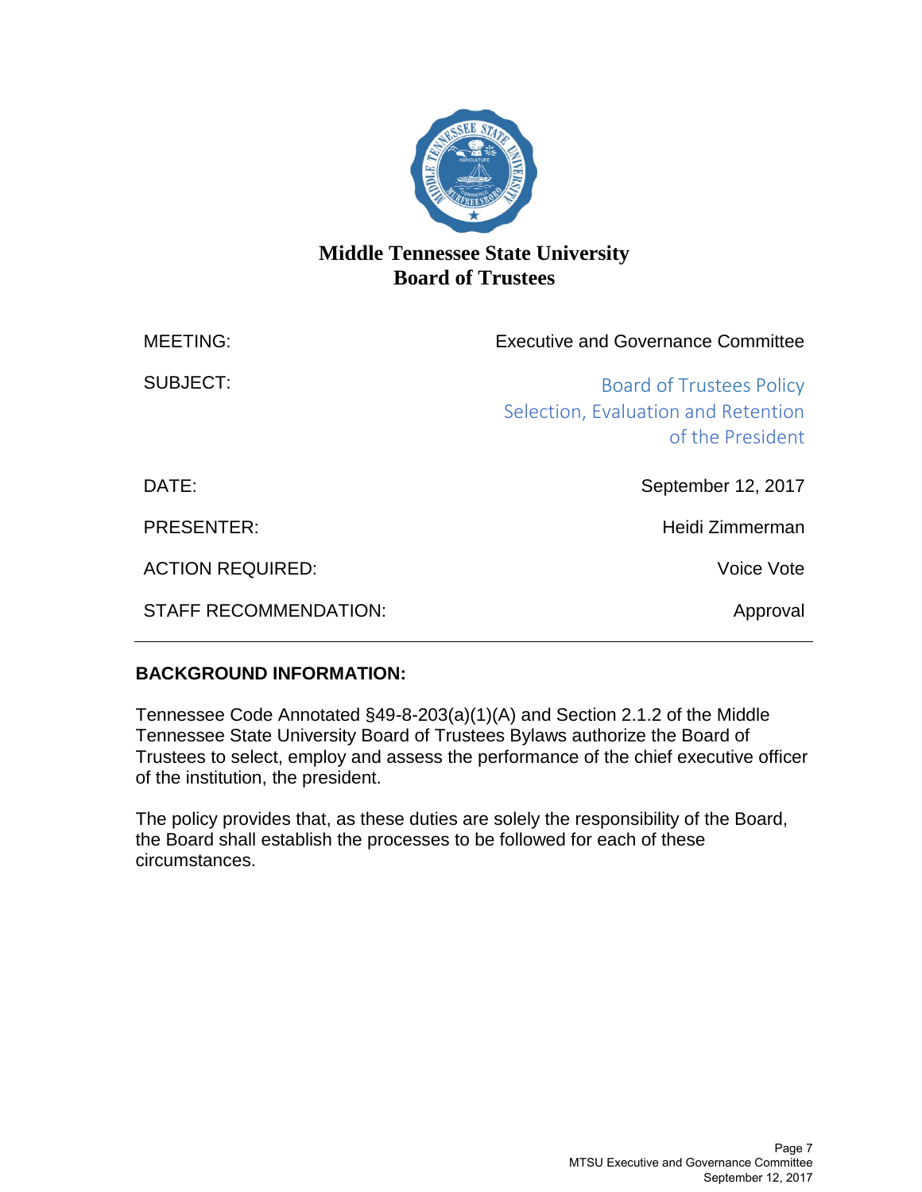# Middle Tennessee State University
## Board of Trustees

| | |
|---|---|
| MEETING: | Executive and Governance Committee |
| SUBJECT: | Board of Trustees Policy Selection, Evaluation and Retention of the President |
| DATE: | September 12, 2017 |
| PRESENTER: | Heidi Zimmerman |
| ACTION REQUIRED: | Voice Vote |
| STAFF RECOMMENDATION: | Approval |

---

**BACKGROUND INFORMATION:**

Tennessee Code Annotated §49-8-203(a)(1)(A) and Section 2.1.2 of the Middle Tennessee State University Board of Trustees Bylaws authorize the Board of Trustees to select, employ and assess the performance of the chief executive officer of the institution, the president.

The policy provides that, as these duties are solely the responsibility of the Board, the Board shall establish the processes to be followed for each of these circumstances.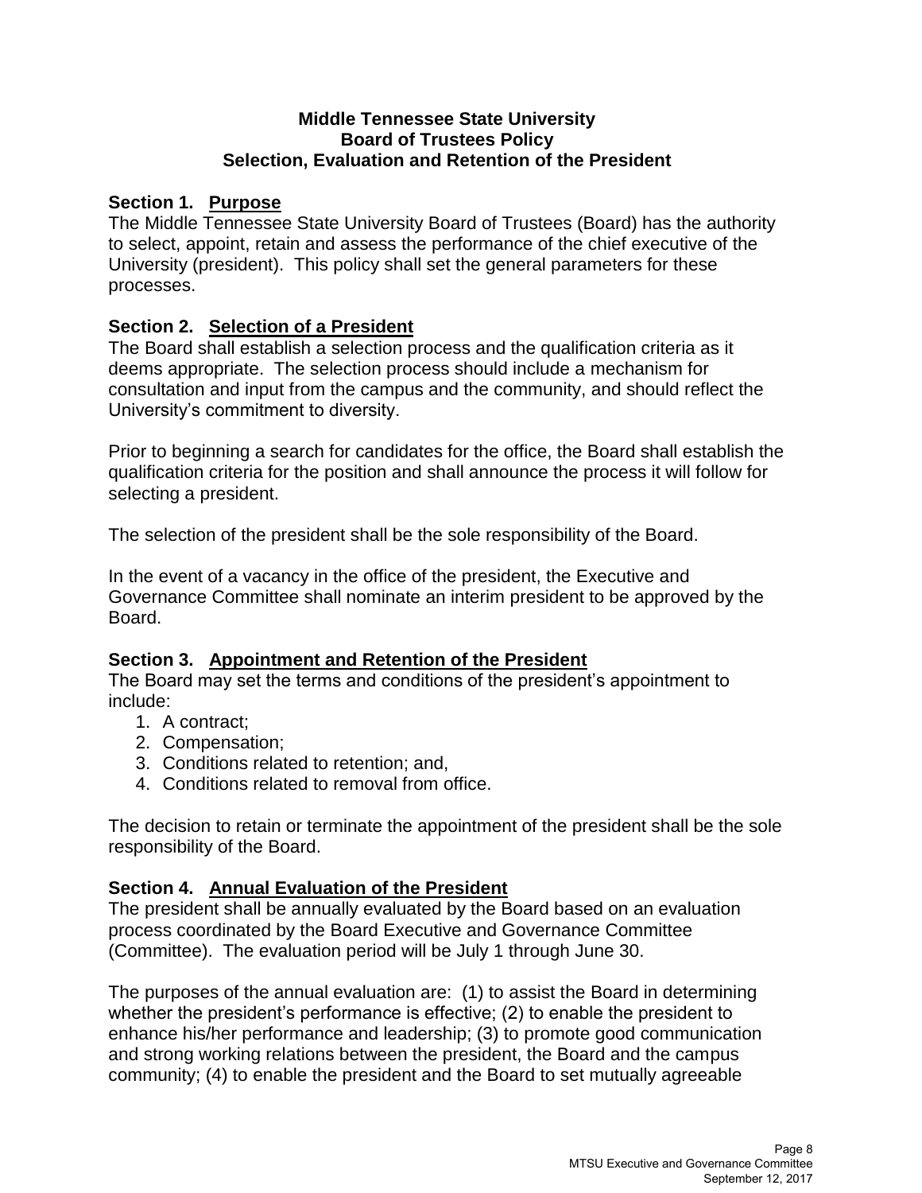**Middle Tennessee State University**
**Board of Trustees Policy**
**Selection, Evaluation and Retention of the President**

## Section 1. Purpose

The Middle Tennessee State University Board of Trustees (Board) has the authority to select, appoint, retain and assess the performance of the chief executive of the University (president). This policy shall set the general parameters for these processes.

## Section 2. Selection of a President

The Board shall establish a selection process and the qualification criteria as it deems appropriate. The selection process should include a mechanism for consultation and input from the campus and the community, and should reflect the University's commitment to diversity.

Prior to beginning a search for candidates for the office, the Board shall establish the qualification criteria for the position and shall announce the process it will follow for selecting a president.

The selection of the president shall be the sole responsibility of the Board.

In the event of a vacancy in the office of the president, the Executive and Governance Committee shall nominate an interim president to be approved by the Board.

## Section 3. Appointment and Retention of the President

The Board may set the terms and conditions of the president's appointment to include:

1. A contract;
2. Compensation;
3. Conditions related to retention; and,
4. Conditions related to removal from office.

The decision to retain or terminate the appointment of the president shall be the sole responsibility of the Board.

## Section 4. Annual Evaluation of the President

The president shall be annually evaluated by the Board based on an evaluation process coordinated by the Board Executive and Governance Committee (Committee). The evaluation period will be July 1 through June 30.

The purposes of the annual evaluation are: (1) to assist the Board in determining whether the president's performance is effective; (2) to enable the president to enhance his/her performance and leadership; (3) to promote good communication and strong working relations between the president, the Board and the campus community; (4) to enable the president and the Board to set mutually agreeable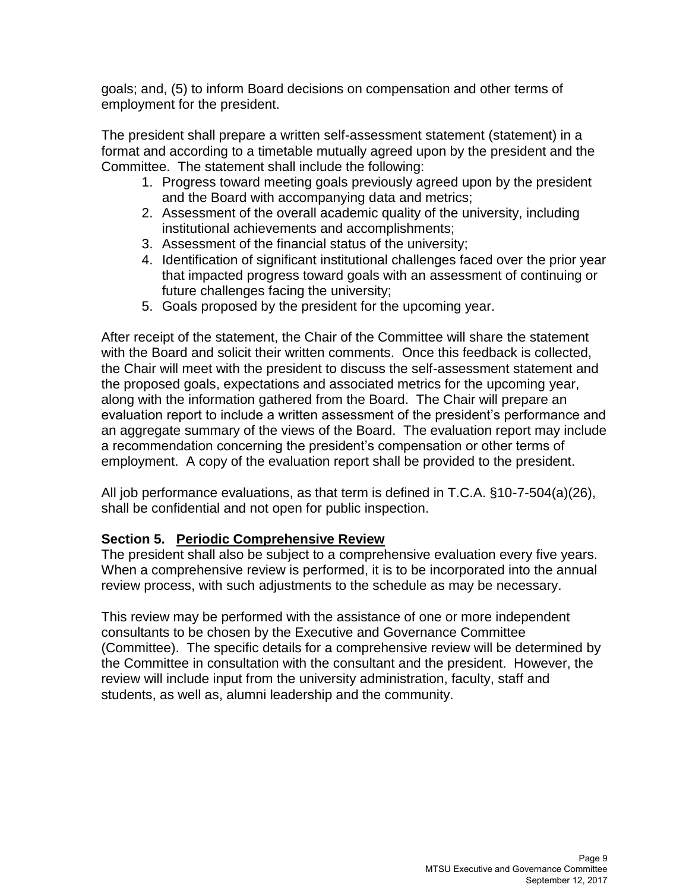goals; and, (5) to inform Board decisions on compensation and other terms of employment for the president.

The president shall prepare a written self-assessment statement (statement) in a format and according to a timetable mutually agreed upon by the president and the Committee. The statement shall include the following:

1. Progress toward meeting goals previously agreed upon by the president and the Board with accompanying data and metrics;
2. Assessment of the overall academic quality of the university, including institutional achievements and accomplishments;
3. Assessment of the financial status of the university;
4. Identification of significant institutional challenges faced over the prior year that impacted progress toward goals with an assessment of continuing or future challenges facing the university;
5. Goals proposed by the president for the upcoming year.

After receipt of the statement, the Chair of the Committee will share the statement with the Board and solicit their written comments. Once this feedback is collected, the Chair will meet with the president to discuss the self-assessment statement and the proposed goals, expectations and associated metrics for the upcoming year, along with the information gathered from the Board. The Chair will prepare an evaluation report to include a written assessment of the president's performance and an aggregate summary of the views of the Board. The evaluation report may include a recommendation concerning the president's compensation or other terms of employment. A copy of the evaluation report shall be provided to the president.

All job performance evaluations, as that term is defined in T.C.A. §10-7-504(a)(26), shall be confidential and not open for public inspection.

**Section 5. Periodic Comprehensive Review**

The president shall also be subject to a comprehensive evaluation every five years. When a comprehensive review is performed, it is to be incorporated into the annual review process, with such adjustments to the schedule as may be necessary.

This review may be performed with the assistance of one or more independent consultants to be chosen by the Executive and Governance Committee (Committee). The specific details for a comprehensive review will be determined by the Committee in consultation with the consultant and the president. However, the review will include input from the university administration, faculty, staff and students, as well as, alumni leadership and the community.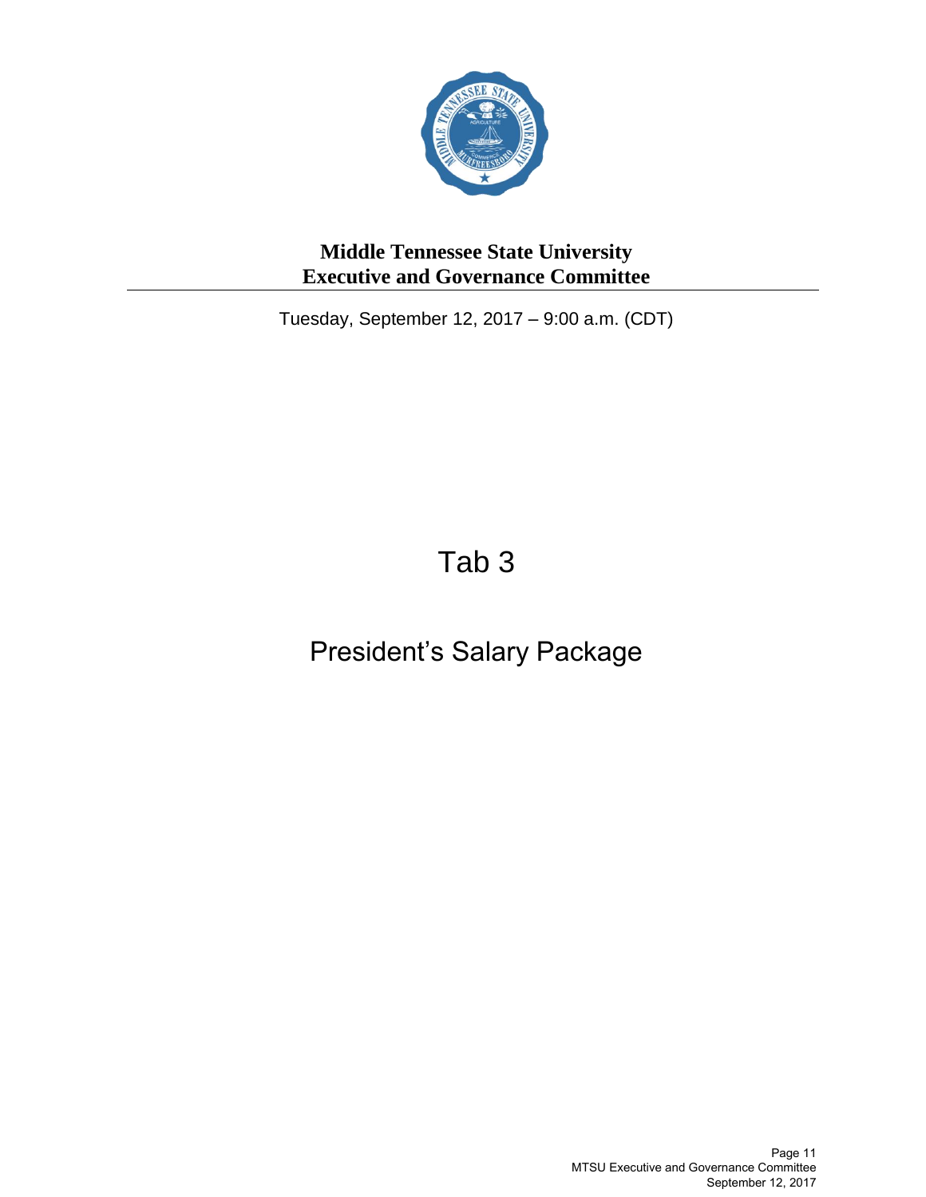**Middle Tennessee State University**
**Executive and Governance Committee**

Tuesday, September 12, 2017 – 9:00 a.m. (CDT)

# Tab 3

## President's Salary Package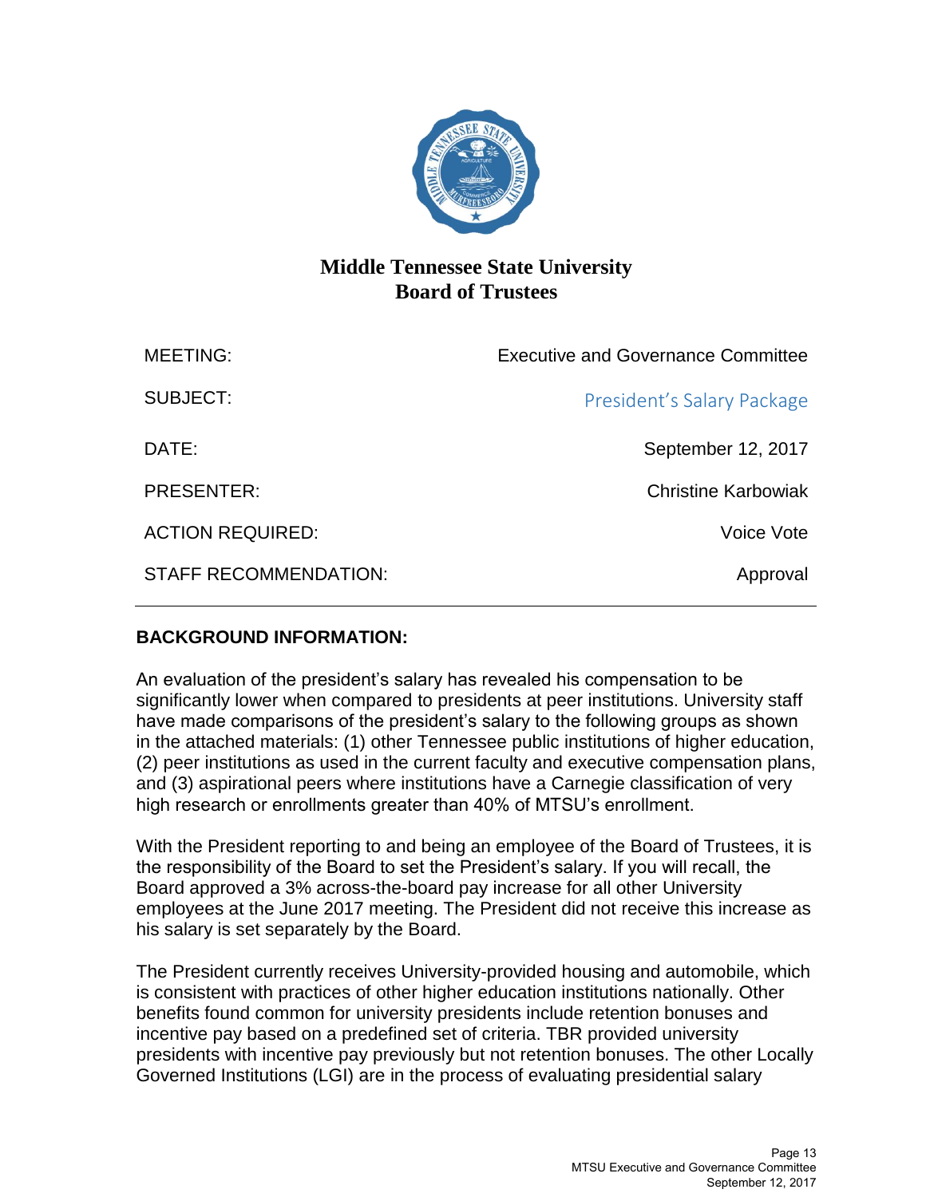# Middle Tennessee State University
# Board of Trustees

| | |
|---|---|
| MEETING: | Executive and Governance Committee |
| SUBJECT: | President's Salary Package |
| DATE: | September 12, 2017 |
| PRESENTER: | Christine Karbowiak |
| ACTION REQUIRED: | Voice Vote |
| STAFF RECOMMENDATION: | Approval |

---

**BACKGROUND INFORMATION:**

An evaluation of the president's salary has revealed his compensation to be significantly lower when compared to presidents at peer institutions. University staff have made comparisons of the president's salary to the following groups as shown in the attached materials: (1) other Tennessee public institutions of higher education, (2) peer institutions as used in the current faculty and executive compensation plans, and (3) aspirational peers where institutions have a Carnegie classification of very high research or enrollments greater than 40% of MTSU's enrollment.

With the President reporting to and being an employee of the Board of Trustees, it is the responsibility of the Board to set the President's salary. If you will recall, the Board approved a 3% across-the-board pay increase for all other University employees at the June 2017 meeting. The President did not receive this increase as his salary is set separately by the Board.

The President currently receives University-provided housing and automobile, which is consistent with practices of other higher education institutions nationally. Other benefits found common for university presidents include retention bonuses and incentive pay based on a predefined set of criteria. TBR provided university presidents with incentive pay previously but not retention bonuses. The other Locally Governed Institutions (LGI) are in the process of evaluating presidential salary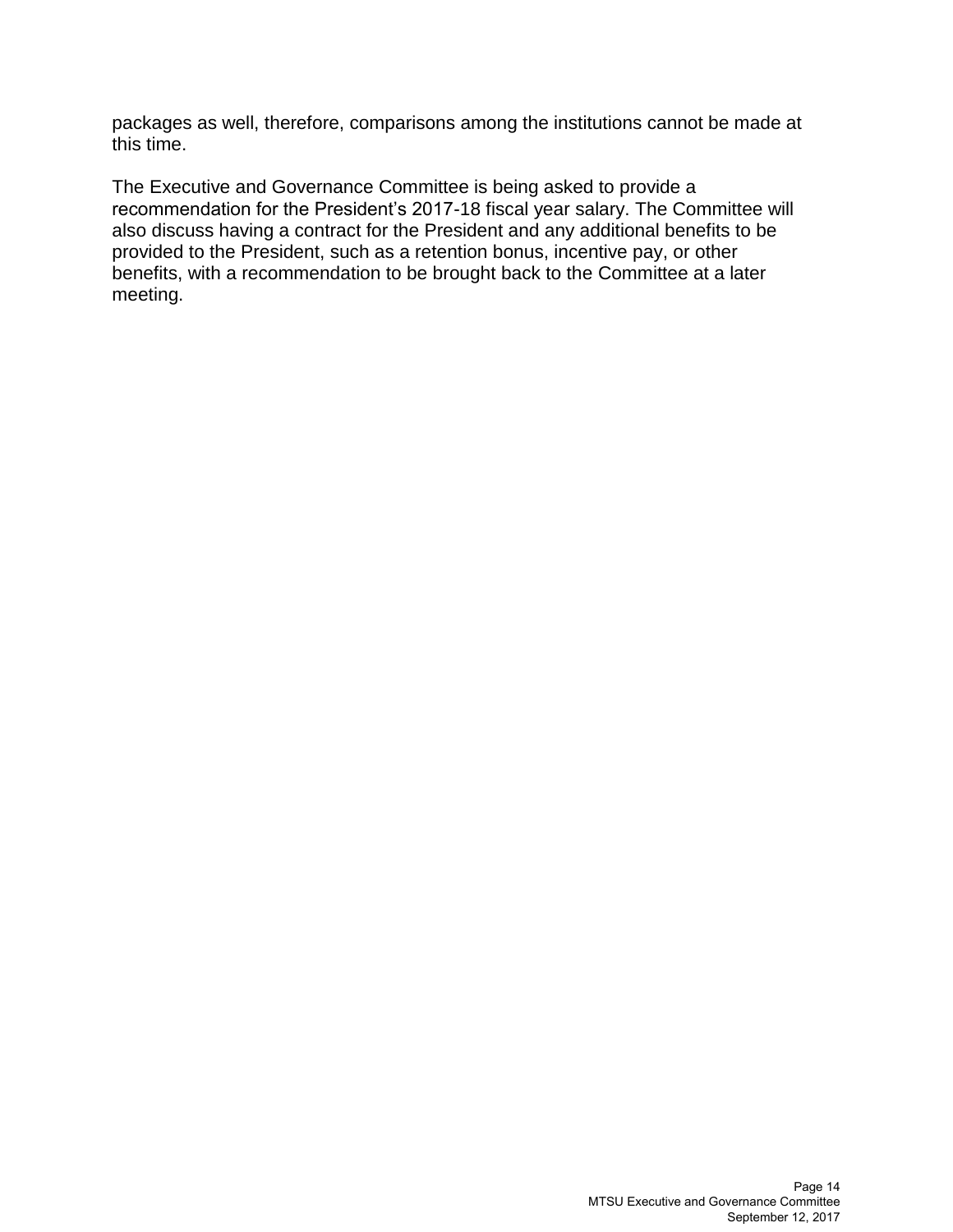packages as well, therefore, comparisons among the institutions cannot be made at this time.

The Executive and Governance Committee is being asked to provide a recommendation for the President's 2017-18 fiscal year salary. The Committee will also discuss having a contract for the President and any additional benefits to be provided to the President, such as a retention bonus, incentive pay, or other benefits, with a recommendation to be brought back to the Committee at a later meeting.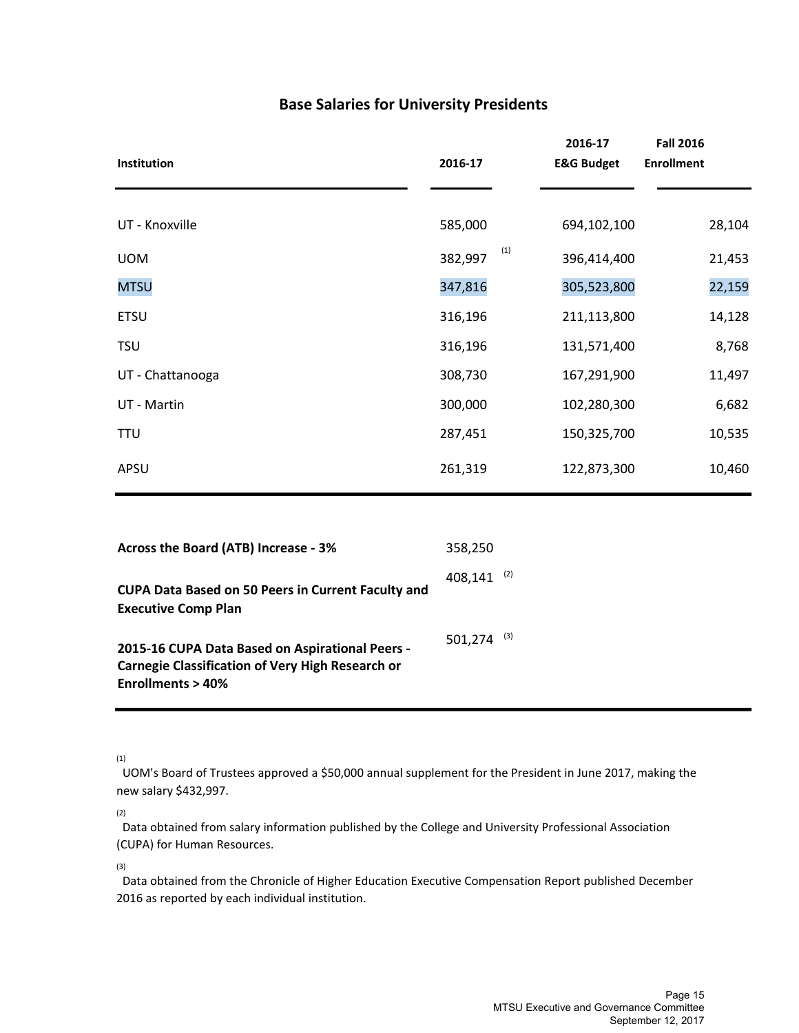## Base Salaries for University Presidents

| Institution | 2016-17 | 2016-17 E&G Budget | Fall 2016 Enrollment |
|---|---|---|---|
| UT - Knoxville | 585,000 | 694,102,100 | 28,104 |
| UOM | 382,997 [(1)] | 396,414,400 | 21,453 |
| MTSU | 347,816 | 305,523,800 | 22,159 |
| ETSU | 316,196 | 211,113,800 | 14,128 |
| TSU | 316,196 | 131,571,400 | 8,768 |
| UT - Chattanooga | 308,730 | 167,291,900 | 11,497 |
| UT - Martin | 300,000 | 102,280,300 | 6,682 |
| TTU | 287,451 | 150,325,700 | 10,535 |
| APSU | 261,319 | 122,873,300 | 10,460 |

| | |
|---|---|
| **Across the Board (ATB) Increase - 3%** | 358,250 |
| **CUPA Data Based on 50 Peers in Current Faculty and Executive Comp Plan** | 408,141 [(2)] |
| **2015-16 CUPA Data Based on Aspirational Peers - Carnegie Classification of Very High Research or Enrollments > 40%** | 501,274 [(3)] |

[(1)] UOM's Board of Trustees approved a $50,000 annual supplement for the President in June 2017, making the new salary $432,997.

[(2)] Data obtained from salary information published by the College and University Professional Association (CUPA) for Human Resources.

[(3)] Data obtained from the Chronicle of Higher Education Executive Compensation Report published December 2016 as reported by each individual institution.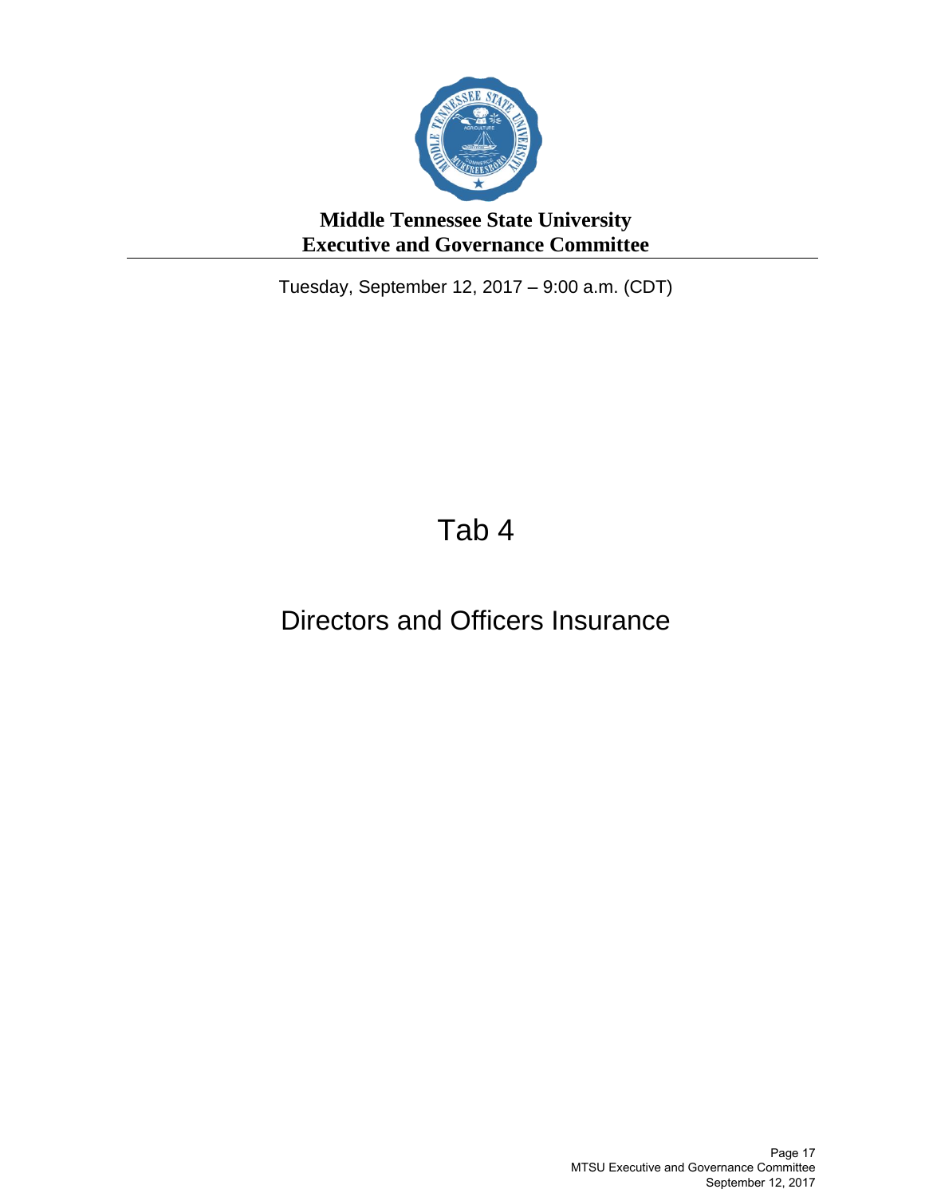# Middle Tennessee State University
# Executive and Governance Committee

Tuesday, September 12, 2017 – 9:00 a.m. (CDT)

## Tab 4

## Directors and Officers Insurance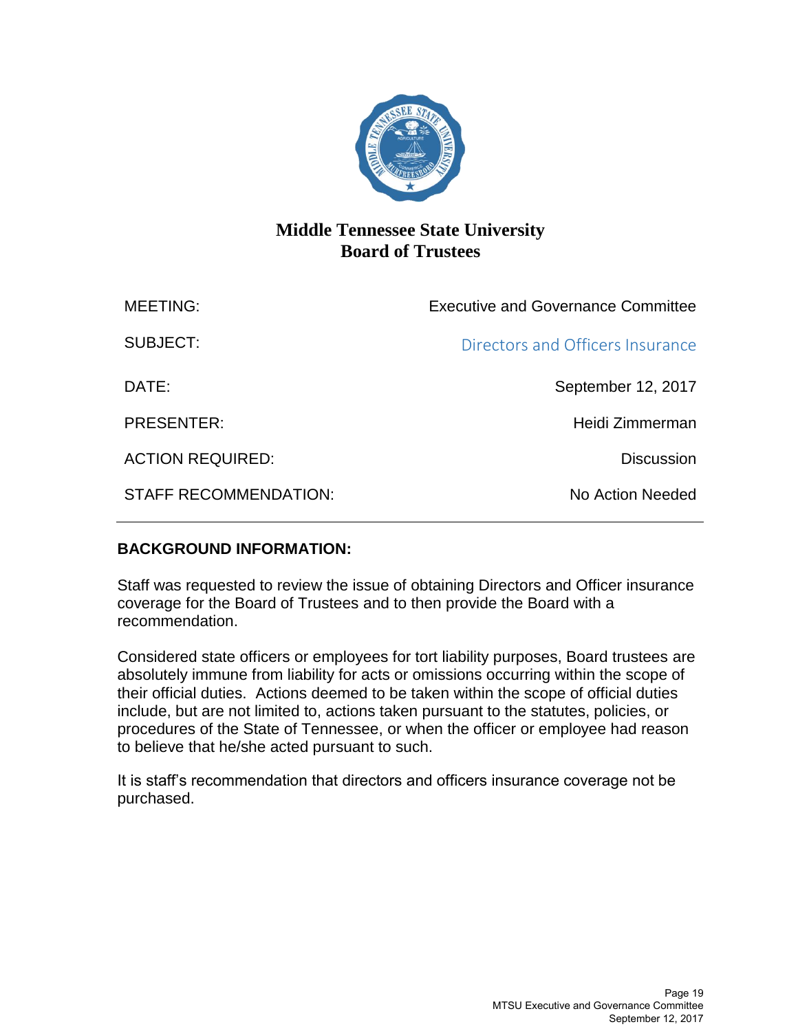# Middle Tennessee State University
# Board of Trustees

| | |
|---|---|
| MEETING: | Executive and Governance Committee |
| SUBJECT: | Directors and Officers Insurance |
| DATE: | September 12, 2017 |
| PRESENTER: | Heidi Zimmerman |
| ACTION REQUIRED: | Discussion |
| STAFF RECOMMENDATION: | No Action Needed |

---

**BACKGROUND INFORMATION:**

Staff was requested to review the issue of obtaining Directors and Officer insurance coverage for the Board of Trustees and to then provide the Board with a recommendation.

Considered state officers or employees for tort liability purposes, Board trustees are absolutely immune from liability for acts or omissions occurring within the scope of their official duties. Actions deemed to be taken within the scope of official duties include, but are not limited to, actions taken pursuant to the statutes, policies, or procedures of the State of Tennessee, or when the officer or employee had reason to believe that he/she acted pursuant to such.

It is staff's recommendation that directors and officers insurance coverage not be purchased.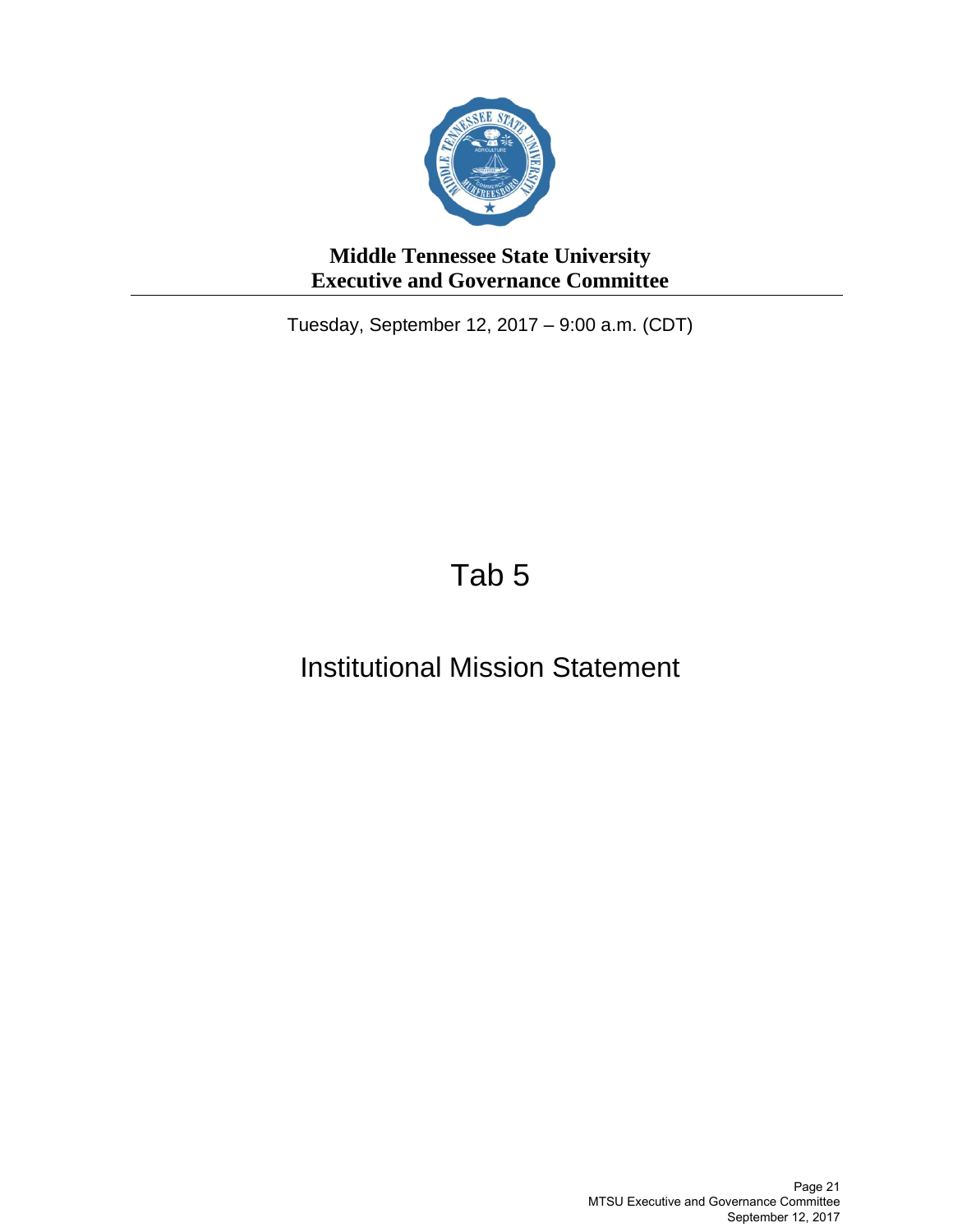# Middle Tennessee State University
# Executive and Governance Committee

Tuesday, September 12, 2017 – 9:00 a.m. (CDT)

# Tab 5

## Institutional Mission Statement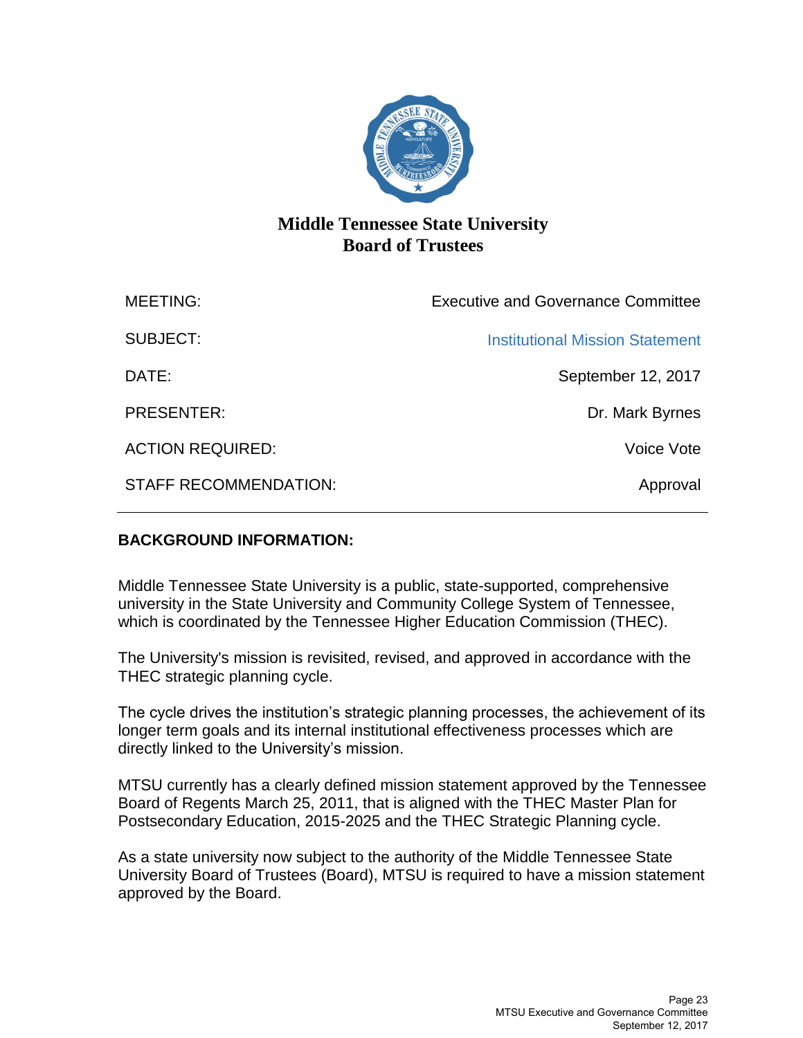# Middle Tennessee State University
# Board of Trustees

| | |
|---|---|
| MEETING: | Executive and Governance Committee |
| SUBJECT: | Institutional Mission Statement |
| DATE: | September 12, 2017 |
| PRESENTER: | Dr. Mark Byrnes |
| ACTION REQUIRED: | Voice Vote |
| STAFF RECOMMENDATION: | Approval |

**BACKGROUND INFORMATION:**

Middle Tennessee State University is a public, state-supported, comprehensive university in the State University and Community College System of Tennessee, which is coordinated by the Tennessee Higher Education Commission (THEC).

The University's mission is revisited, revised, and approved in accordance with the THEC strategic planning cycle.

The cycle drives the institution's strategic planning processes, the achievement of its longer term goals and its internal institutional effectiveness processes which are directly linked to the University's mission.

MTSU currently has a clearly defined mission statement approved by the Tennessee Board of Regents March 25, 2011, that is aligned with the THEC Master Plan for Postsecondary Education, 2015-2025 and the THEC Strategic Planning cycle.

As a state university now subject to the authority of the Middle Tennessee State University Board of Trustees (Board), MTSU is required to have a mission statement approved by the Board.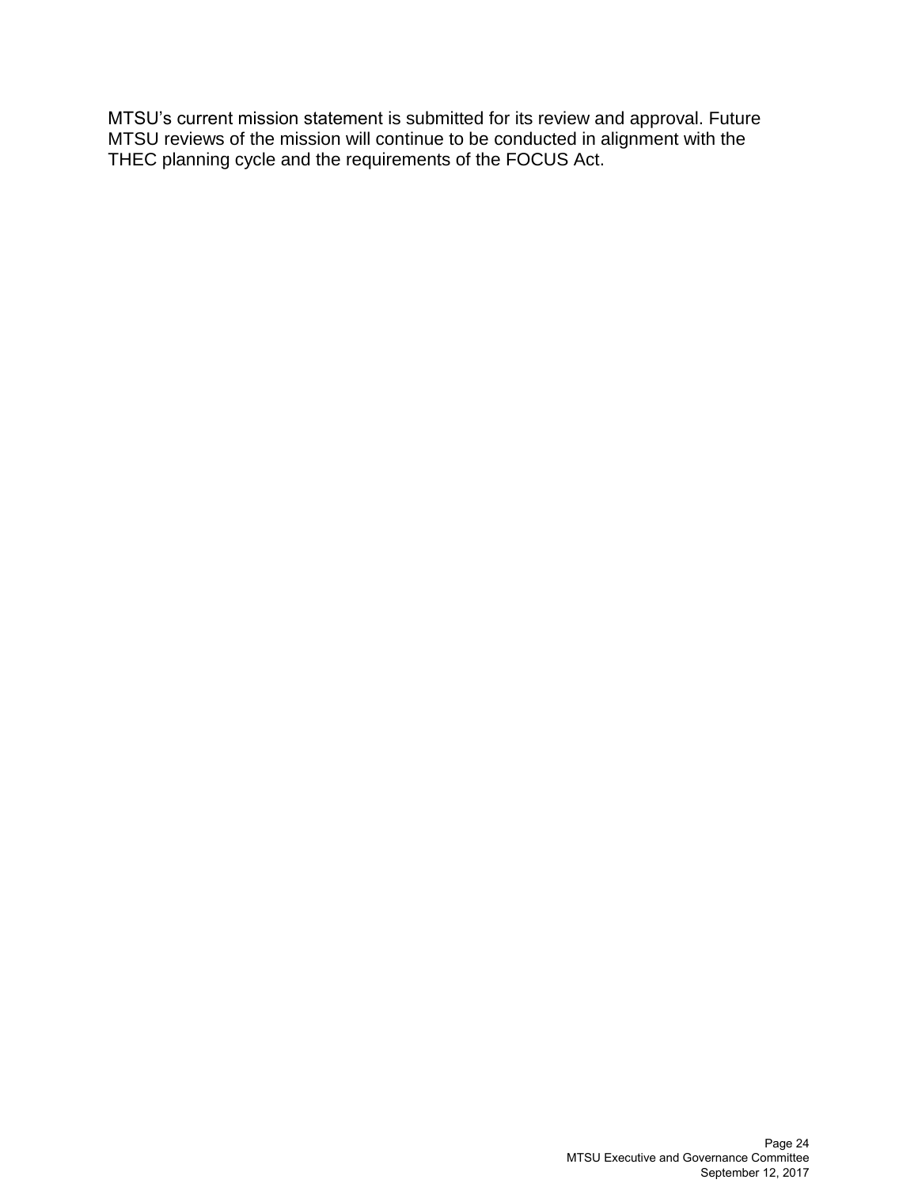MTSU's current mission statement is submitted for its review and approval. Future MTSU reviews of the mission will continue to be conducted in alignment with the THEC planning cycle and the requirements of the FOCUS Act.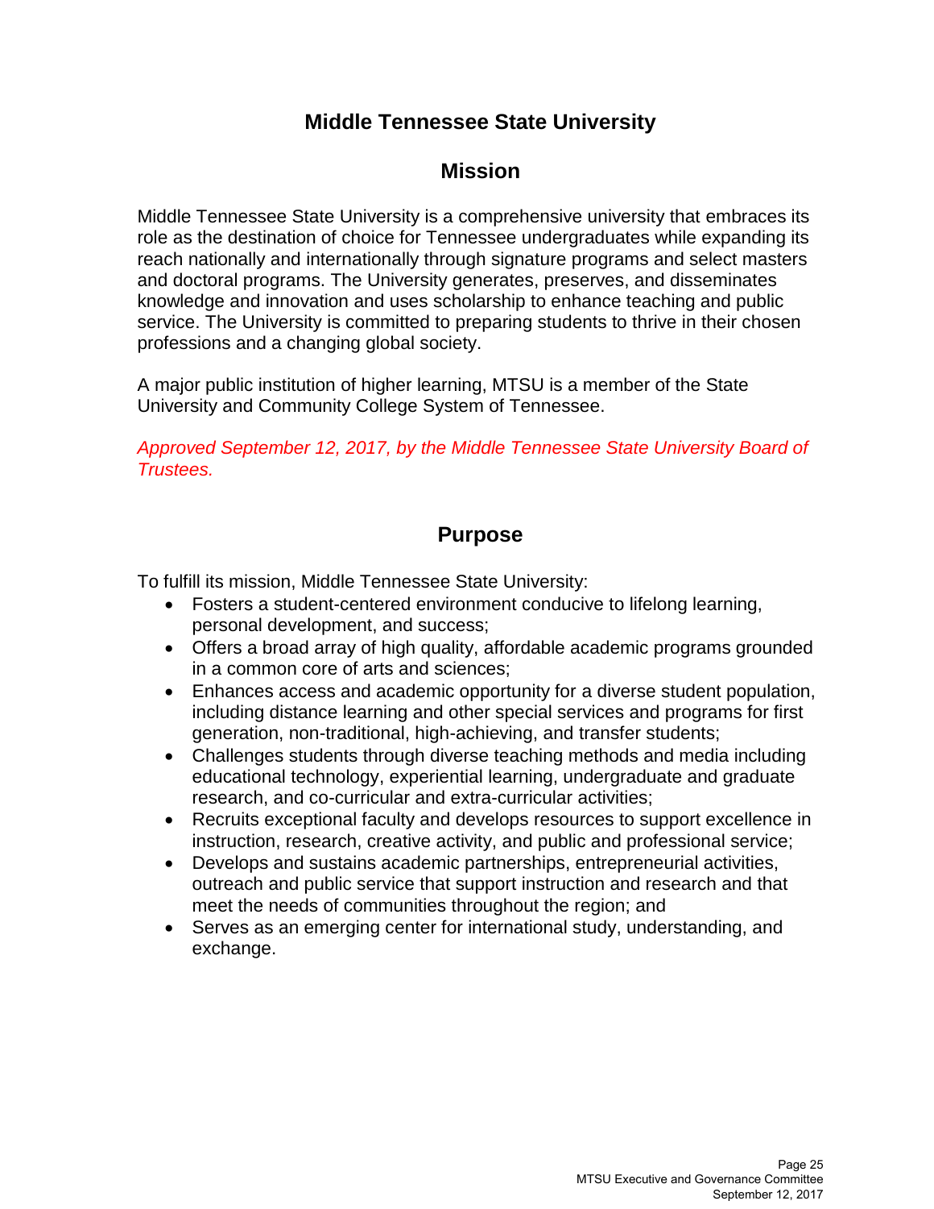# Middle Tennessee State University

## Mission

Middle Tennessee State University is a comprehensive university that embraces its role as the destination of choice for Tennessee undergraduates while expanding its reach nationally and internationally through signature programs and select masters and doctoral programs. The University generates, preserves, and disseminates knowledge and innovation and uses scholarship to enhance teaching and public service. The University is committed to preparing students to thrive in their chosen professions and a changing global society.

A major public institution of higher learning, MTSU is a member of the State University and Community College System of Tennessee.

*Approved September 12, 2017, by the Middle Tennessee State University Board of Trustees.*

## Purpose

To fulfill its mission, Middle Tennessee State University:

- Fosters a student-centered environment conducive to lifelong learning, personal development, and success;
- Offers a broad array of high quality, affordable academic programs grounded in a common core of arts and sciences;
- Enhances access and academic opportunity for a diverse student population, including distance learning and other special services and programs for first generation, non-traditional, high-achieving, and transfer students;
- Challenges students through diverse teaching methods and media including educational technology, experiential learning, undergraduate and graduate research, and co-curricular and extra-curricular activities;
- Recruits exceptional faculty and develops resources to support excellence in instruction, research, creative activity, and public and professional service;
- Develops and sustains academic partnerships, entrepreneurial activities, outreach and public service that support instruction and research and that meet the needs of communities throughout the region; and
- Serves as an emerging center for international study, understanding, and exchange.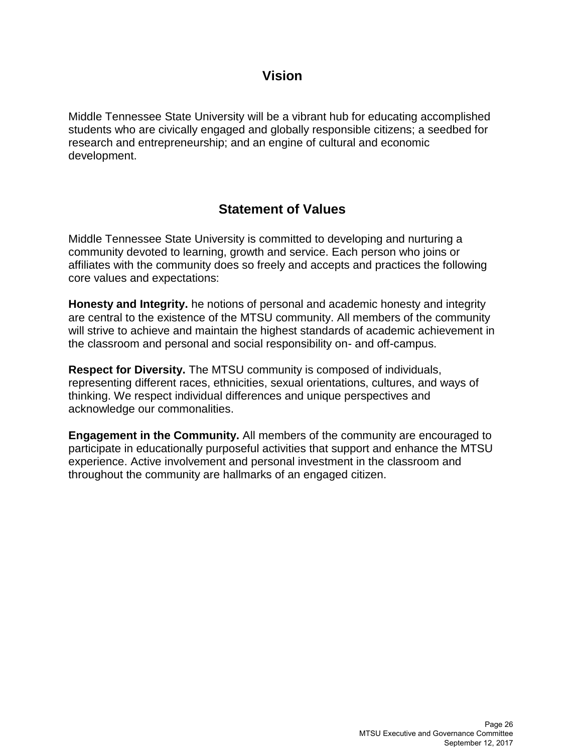## Vision

Middle Tennessee State University will be a vibrant hub for educating accomplished students who are civically engaged and globally responsible citizens; a seedbed for research and entrepreneurship; and an engine of cultural and economic development.

## Statement of Values

Middle Tennessee State University is committed to developing and nurturing a community devoted to learning, growth and service. Each person who joins or affiliates with the community does so freely and accepts and practices the following core values and expectations:

**Honesty and Integrity.** he notions of personal and academic honesty and integrity are central to the existence of the MTSU community. All members of the community will strive to achieve and maintain the highest standards of academic achievement in the classroom and personal and social responsibility on- and off-campus.

**Respect for Diversity.** The MTSU community is composed of individuals, representing different races, ethnicities, sexual orientations, cultures, and ways of thinking. We respect individual differences and unique perspectives and acknowledge our commonalities.

**Engagement in the Community.** All members of the community are encouraged to participate in educationally purposeful activities that support and enhance the MTSU experience. Active involvement and personal investment in the classroom and throughout the community are hallmarks of an engaged citizen.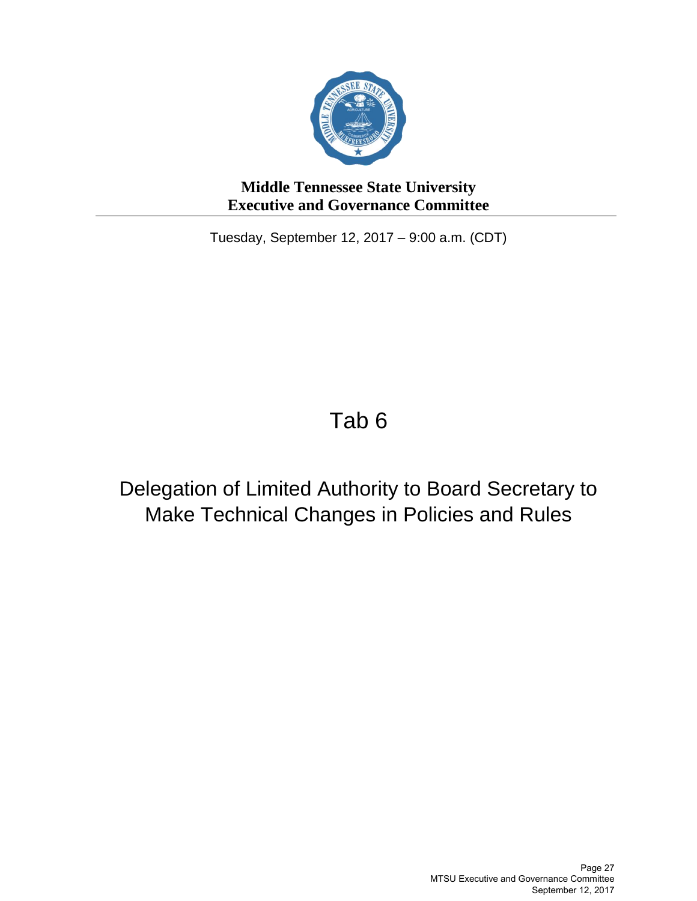**Middle Tennessee State University**
**Executive and Governance Committee**

Tuesday, September 12, 2017 – 9:00 a.m. (CDT)

# Tab 6

## Delegation of Limited Authority to Board Secretary to Make Technical Changes in Policies and Rules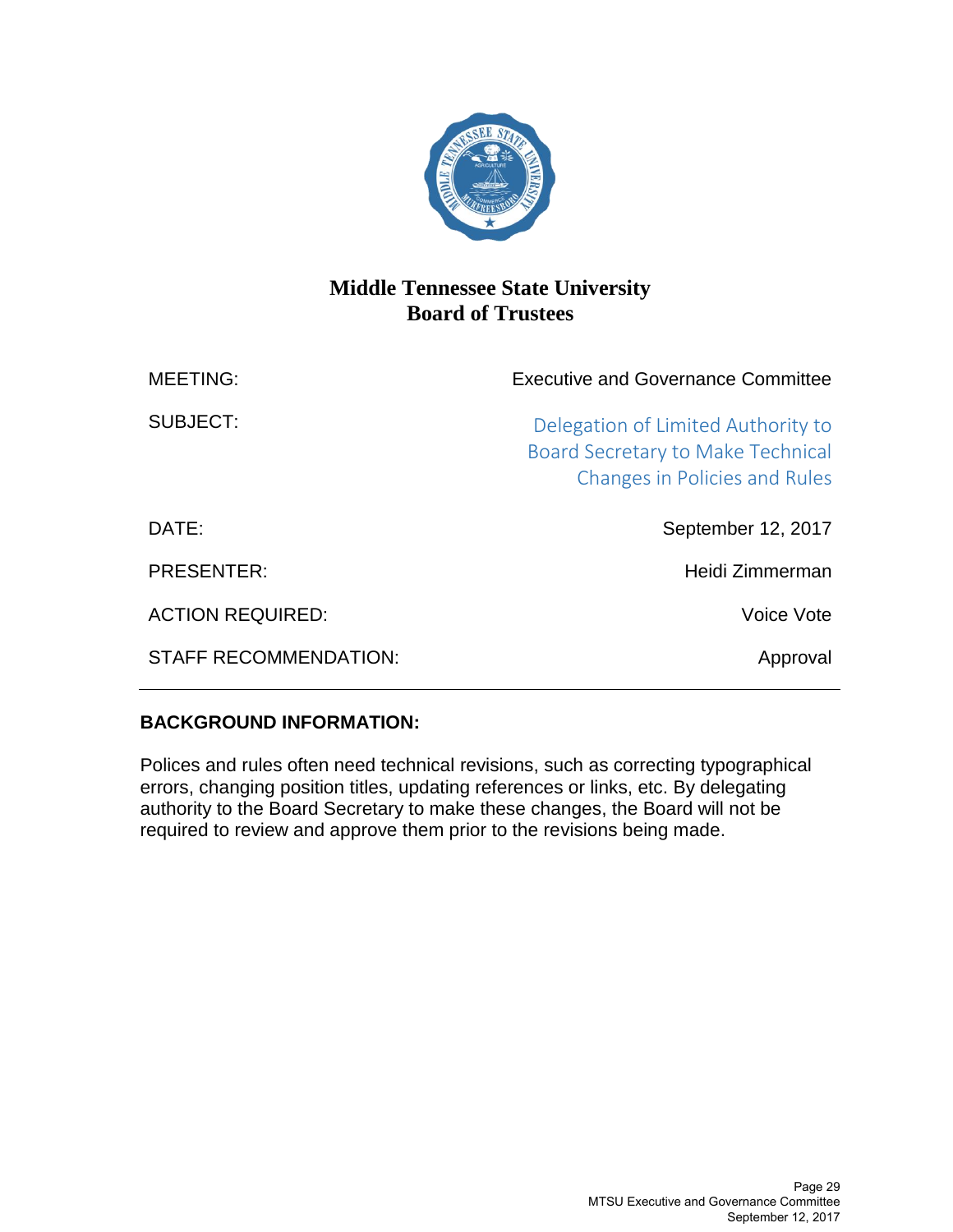# Middle Tennessee State University
# Board of Trustees

| | |
|---|---|
| MEETING: | Executive and Governance Committee |
| SUBJECT: | Delegation of Limited Authority to Board Secretary to Make Technical Changes in Policies and Rules |
| DATE: | September 12, 2017 |
| PRESENTER: | Heidi Zimmerman |
| ACTION REQUIRED: | Voice Vote |
| STAFF RECOMMENDATION: | Approval |

---

**BACKGROUND INFORMATION:**

Polices and rules often need technical revisions, such as correcting typographical errors, changing position titles, updating references or links, etc. By delegating authority to the Board Secretary to make these changes, the Board will not be required to review and approve them prior to the revisions being made.